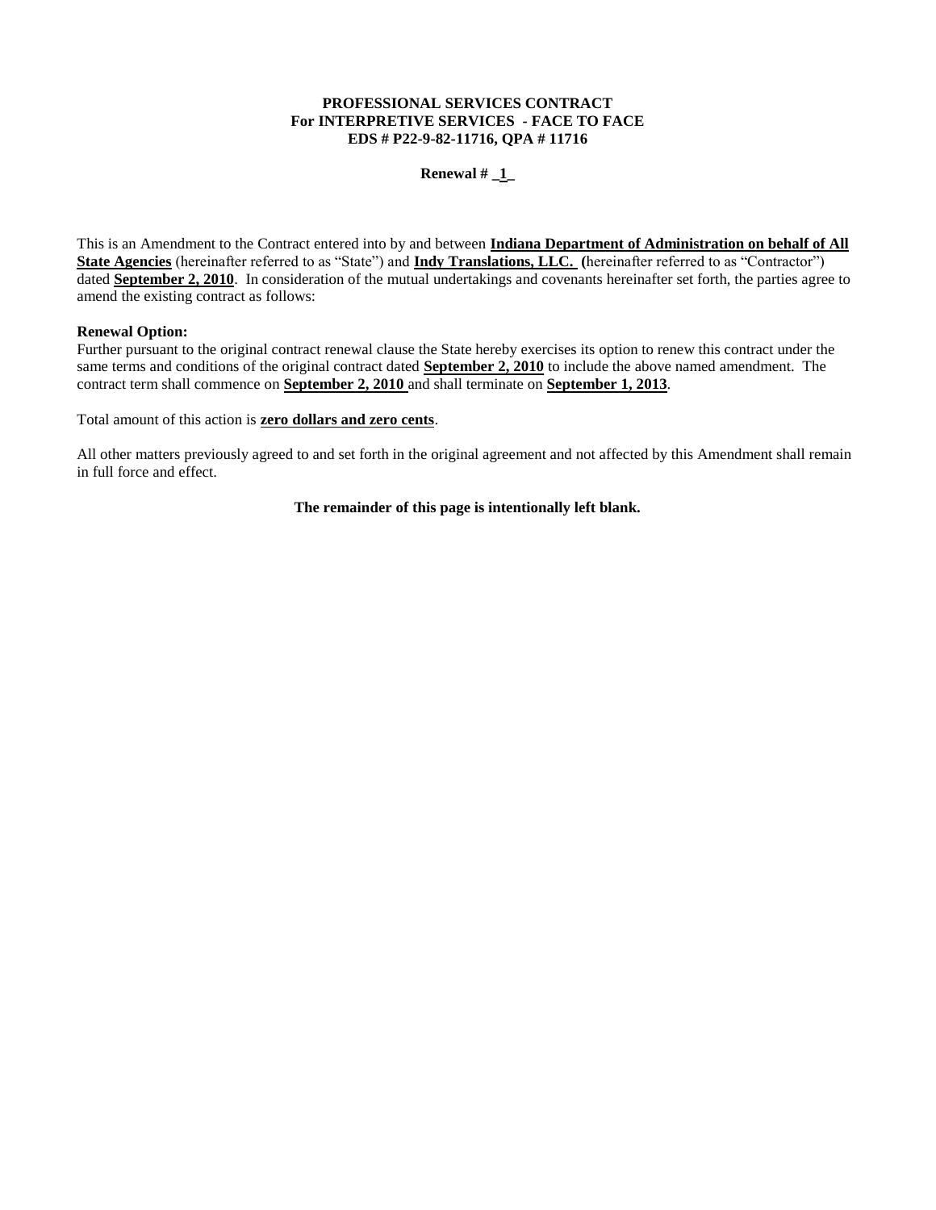**PROFESSIONAL SERVICES CONTRACT**
**For INTERPRETIVE SERVICES - FACE TO FACE**
**EDS # P22-9-82-11716, QPA # 11716**

**Renewal # _1_**

This is an Amendment to the Contract entered into by and between **Indiana Department of Administration on behalf of All State Agencies** (hereinafter referred to as "State") and **Indy Translations, LLC. (**hereinafter referred to as "Contractor") dated **September 2, 2010**. In consideration of the mutual undertakings and covenants hereinafter set forth, the parties agree to amend the existing contract as follows:

**Renewal Option:**
Further pursuant to the original contract renewal clause the State hereby exercises its option to renew this contract under the same terms and conditions of the original contract dated **September 2, 2010** to include the above named amendment. The contract term shall commence on **September 2, 2010** and shall terminate on **September 1, 2013**.

Total amount of this action is **zero dollars and zero cents**.

All other matters previously agreed to and set forth in the original agreement and not affected by this Amendment shall remain in full force and effect.

**The remainder of this page is intentionally left blank.**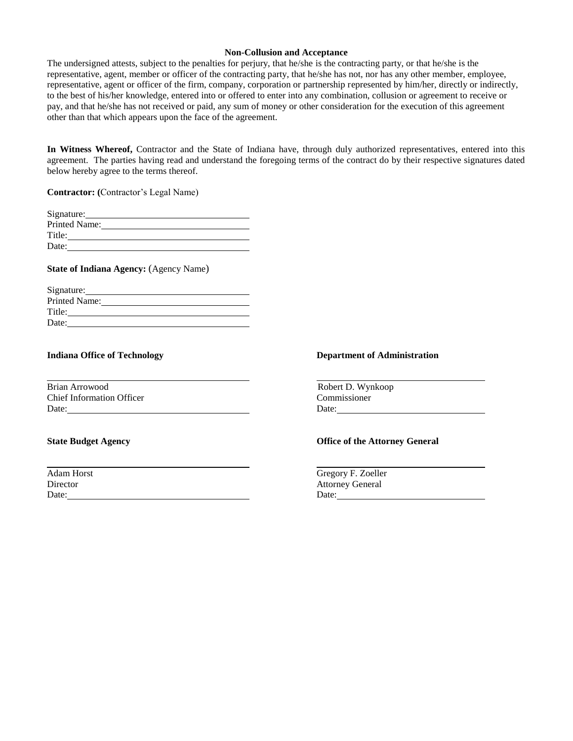### Non-Collusion and Acceptance

The undersigned attests, subject to the penalties for perjury, that he/she is the contracting party, or that he/she is the representative, agent, member or officer of the contracting party, that he/she has not, nor has any other member, employee, representative, agent or officer of the firm, company, corporation or partnership represented by him/her, directly or indirectly, to the best of his/her knowledge, entered into or offered to enter into any combination, collusion or agreement to receive or pay, and that he/she has not received or paid, any sum of money or other consideration for the execution of this agreement other than that which appears upon the face of the agreement.

**In Witness Whereof,** Contractor and the State of Indiana have, through duly authorized representatives, entered into this agreement. The parties having read and understand the foregoing terms of the contract do by their respective signatures dated below hereby agree to the terms thereof.

**Contractor: (**Contractor's Legal Name)

Signature: ______________________________
Printed Name: ______________________________
Title: ______________________________
Date: ______________________________

**State of Indiana Agency:** (Agency Name)

Signature: ______________________________
Printed Name: ______________________________
Title: ______________________________
Date: ______________________________

**Indiana Office of Technology**

______________________________
Brian Arrowood
Chief Information Officer
Date: ______________________________

**Department of Administration**

______________________________
Robert D. Wynkoop
Commissioner
Date: ______________________________

**State Budget Agency**

______________________________
Adam Horst
Director
Date: ______________________________

**Office of the Attorney General**

______________________________
Gregory F. Zoeller
Attorney General
Date: ______________________________